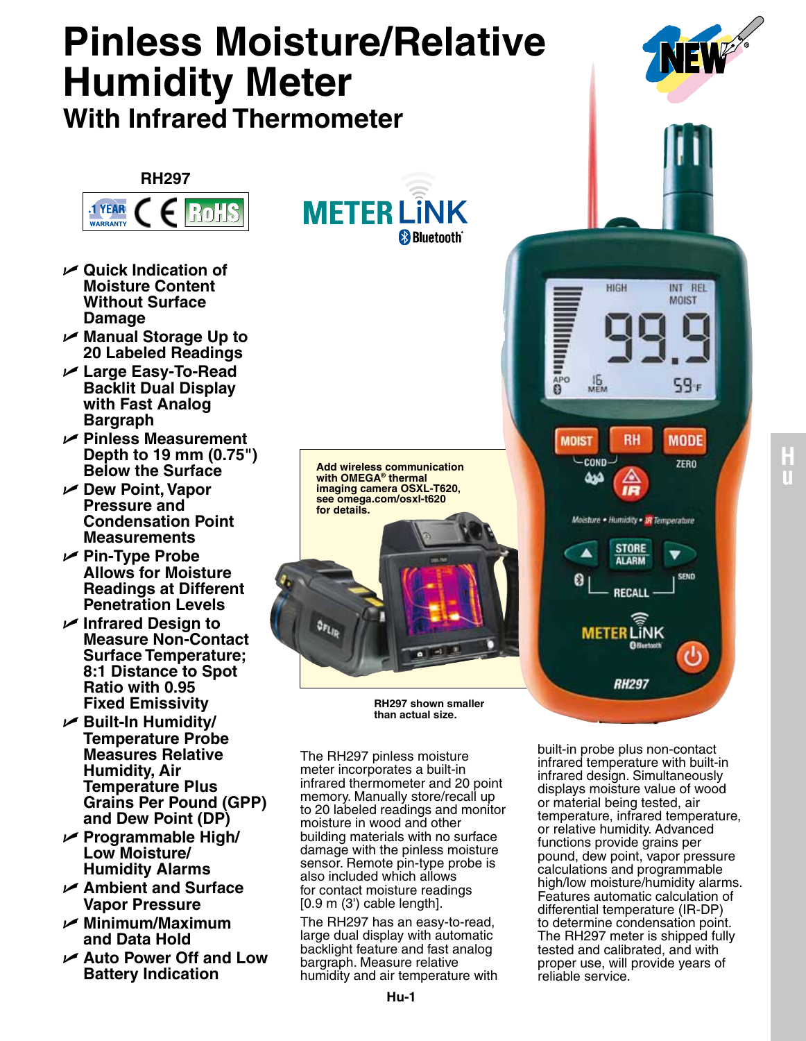# Pinless Moisture/Relative Humidity Meter

## With Infrared Thermometer

**RH297**

- **Quick Indication of Moisture Content Without Surface Damage**
- **Manual Storage Up to 20 Labeled Readings**
- **Large Easy-To-Read Backlit Dual Display with Fast Analog Bargraph**
- **Pinless Measurement Depth to 19 mm (0.75") Below the Surface**
- **Dew Point, Vapor Pressure and Condensation Point Measurements**
- **Pin-Type Probe Allows for Moisture Readings at Different Penetration Levels**
- **Infrared Design to Measure Non-Contact Surface Temperature; 8:1 Distance to Spot Ratio with 0.95 Fixed Emissivity**
- **Built-In Humidity/ Temperature Probe Measures Relative Humidity, Air Temperature Plus Grains Per Pound (GPP) and Dew Point (DP)**
- **Programmable High/ Low Moisture/ Humidity Alarms**
- **Ambient and Surface Vapor Pressure**
- **Minimum/Maximum and Data Hold**
- **Auto Power Off and Low Battery Indication**

**Add wireless communication with OMEGA® thermal imaging camera OSXL-T620, see omega.com/osxl-t620 for details.**

**RH297 shown smaller than actual size.**

The RH297 pinless moisture meter incorporates a built-in infrared thermometer and 20 point memory. Manually store/recall up to 20 labeled readings and monitor moisture in wood and other building materials with no surface damage with the pinless moisture sensor. Remote pin-type probe is also included which allows for contact moisture readings [0.9 m (3') cable length].

The RH297 has an easy-to-read, large dual display with automatic backlight feature and fast analog bargraph. Measure relative humidity and air temperature with built-in probe plus non-contact infrared temperature with built-in infrared design. Simultaneously displays moisture value of wood or material being tested, air temperature, infrared temperature, or relative humidity. Advanced functions provide grains per pound, dew point, vapor pressure calculations and programmable high/low moisture/humidity alarms. Features automatic calculation of differential temperature (IR-DP) to determine condensation point. The RH297 meter is shipped fully tested and calibrated, and with proper use, will provide years of reliable service.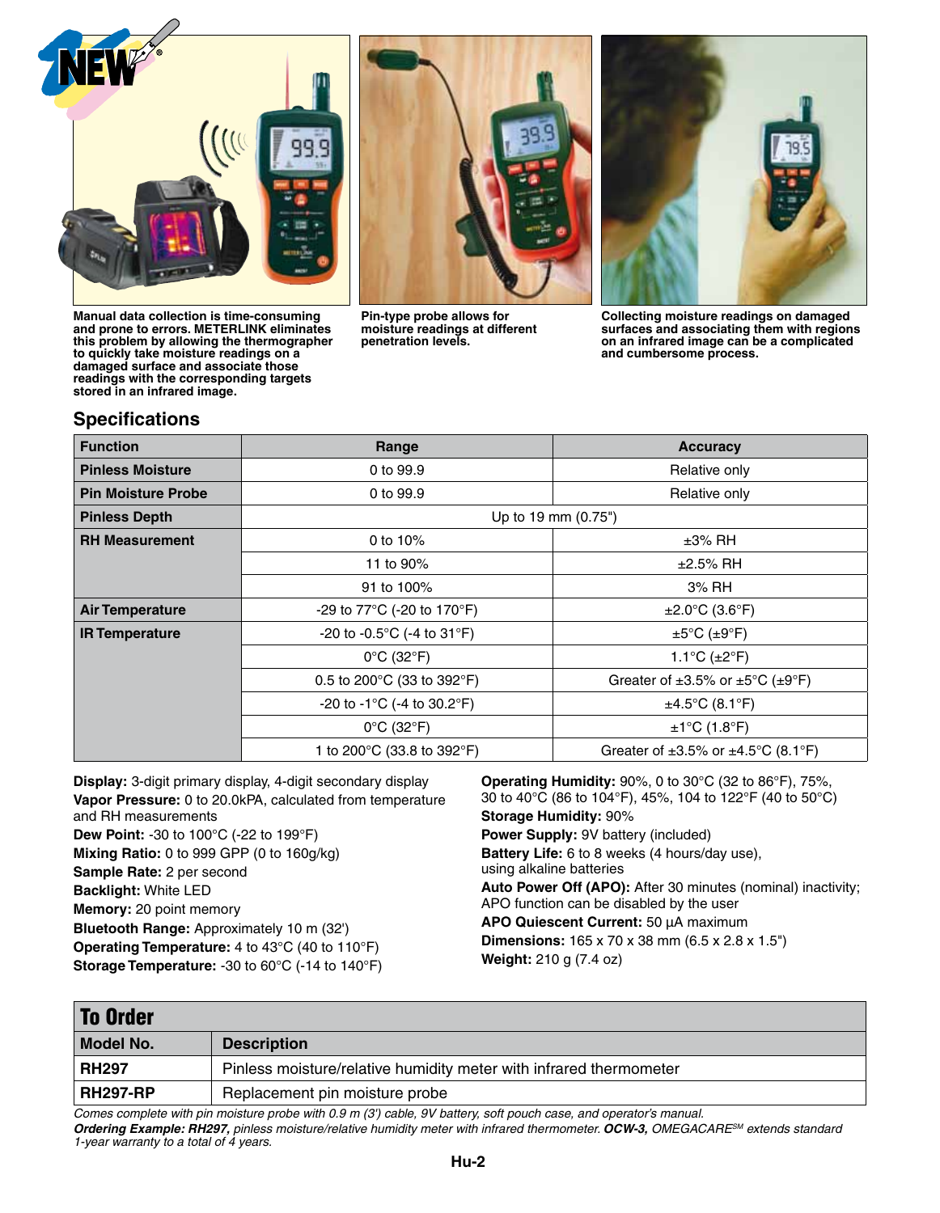Manual data collection is time-consuming and prone to errors. METERLINK eliminates this problem by allowing the thermographer to quickly take moisture readings on a damaged surface and associate those readings with the corresponding targets stored in an infrared image.

Pin-type probe allows for moisture readings at different penetration levels.

Collecting moisture readings on damaged surfaces and associating them with regions on an infrared image can be a complicated and cumbersome process.

## Specifications

| Function | Range | Accuracy |
|---|---|---|
| Pinless Moisture | 0 to 99.9 | Relative only |
| Pin Moisture Probe | 0 to 99.9 | Relative only |
| Pinless Depth | Up to 19 mm (0.75") | |
| RH Measurement | 0 to 10% | ±3% RH |
| | 11 to 90% | ±2.5% RH |
| | 91 to 100% | 3% RH |
| Air Temperature | -29 to 77°C (-20 to 170°F) | ±2.0°C (3.6°F) |
| IR Temperature | -20 to -0.5°C (-4 to 31°F) | ±5°C (±9°F) |
| | 0°C (32°F) | 1.1°C (±2°F) |
| | 0.5 to 200°C (33 to 392°F) | Greater of ±3.5% or ±5°C (±9°F) |
| | -20 to -1°C (-4 to 30.2°F) | ±4.5°C (8.1°F) |
| | 0°C (32°F) | ±1°C (1.8°F) |
| | 1 to 200°C (33.8 to 392°F) | Greater of ±3.5% or ±4.5°C (8.1°F) |

**Display:** 3-digit primary display, 4-digit secondary display
**Vapor Pressure:** 0 to 20.0kPA, calculated from temperature and RH measurements
**Dew Point:** -30 to 100°C (-22 to 199°F)
**Mixing Ratio:** 0 to 999 GPP (0 to 160g/kg)
**Sample Rate:** 2 per second
**Backlight:** White LED
**Memory:** 20 point memory
**Bluetooth Range:** Approximately 10 m (32')
**Operating Temperature:** 4 to 43°C (40 to 110°F)
**Storage Temperature:** -30 to 60°C (-14 to 140°F)
**Operating Humidity:** 90%, 0 to 30°C (32 to 86°F), 75%, 30 to 40°C (86 to 104°F), 45%, 104 to 122°F (40 to 50°C)
**Storage Humidity:** 90%
**Power Supply:** 9V battery (included)
**Battery Life:** 6 to 8 weeks (4 hours/day use), using alkaline batteries
**Auto Power Off (APO):** After 30 minutes (nominal) inactivity; APO function can be disabled by the user
**APO Quiescent Current:** 50 µA maximum
**Dimensions:** 165 x 70 x 38 mm (6.5 x 2.8 x 1.5")
**Weight:** 210 g (7.4 oz)

## To Order

| Model No. | Description |
|---|---|
| RH297 | Pinless moisture/relative humidity meter with infrared thermometer |
| RH297-RP | Replacement pin moisture probe |

*Comes complete with pin moisture probe with 0.9 m (3') cable, 9V battery, soft pouch case, and operator's manual.*
***Ordering Example: RH297,*** *pinless moisture/relative humidity meter with infrared thermometer.* ***OCW-3,*** *OMEGACARE[SM] extends standard 1-year warranty to a total of 4 years.*